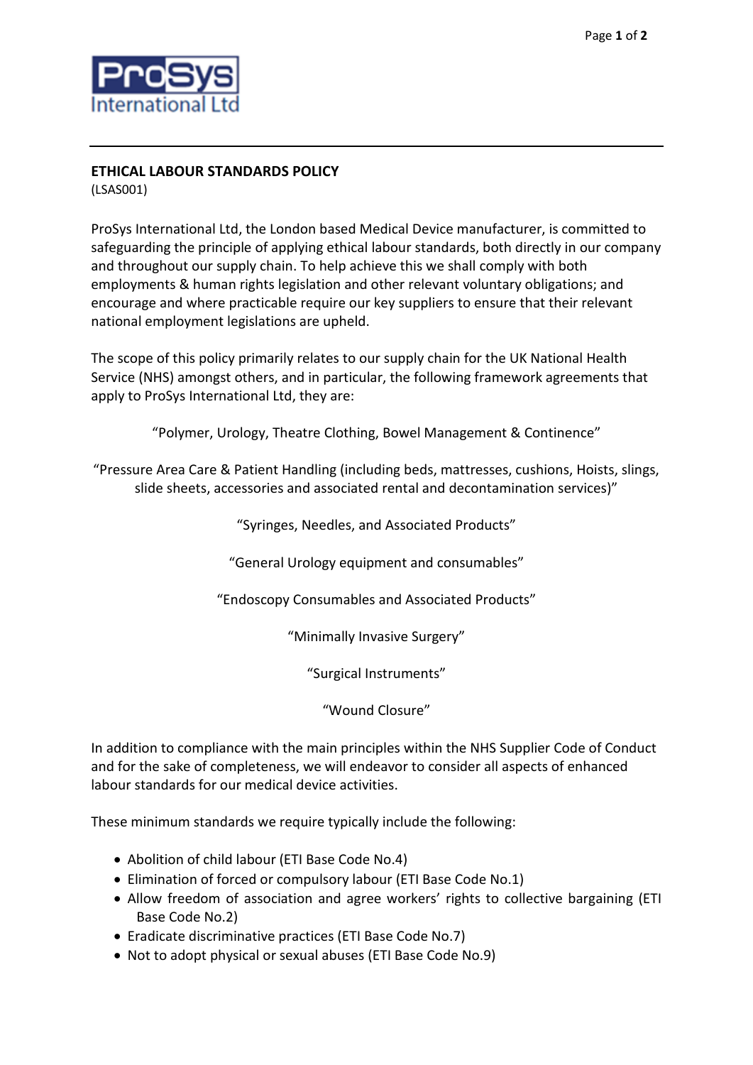# ETHICAL LABOUR STANDARDS POLICY

(LSAS001)

ProSys International Ltd, the London based Medical Device manufacturer, is committed to safeguarding the principle of applying ethical labour standards, both directly in our company and throughout our supply chain. To help achieve this we shall comply with both employments & human rights legislation and other relevant voluntary obligations; and encourage and where practicable require our key suppliers to ensure that their relevant national employment legislations are upheld.

The scope of this policy primarily relates to our supply chain for the UK National Health Service (NHS) amongst others, and in particular, the following framework agreements that apply to ProSys International Ltd, they are:

"Polymer, Urology, Theatre Clothing, Bowel Management & Continence"

"Pressure Area Care & Patient Handling (including beds, mattresses, cushions, Hoists, slings, slide sheets, accessories and associated rental and decontamination services)"

"Syringes, Needles, and Associated Products"

"General Urology equipment and consumables"

"Endoscopy Consumables and Associated Products"

"Minimally Invasive Surgery"

"Surgical Instruments"

"Wound Closure"

In addition to compliance with the main principles within the NHS Supplier Code of Conduct and for the sake of completeness, we will endeavor to consider all aspects of enhanced labour standards for our medical device activities.

These minimum standards we require typically include the following:

- Abolition of child labour (ETI Base Code No.4)
- Elimination of forced or compulsory labour (ETI Base Code No.1)
- Allow freedom of association and agree workers' rights to collective bargaining (ETI Base Code No.2)
- Eradicate discriminative practices (ETI Base Code No.7)
- Not to adopt physical or sexual abuses (ETI Base Code No.9)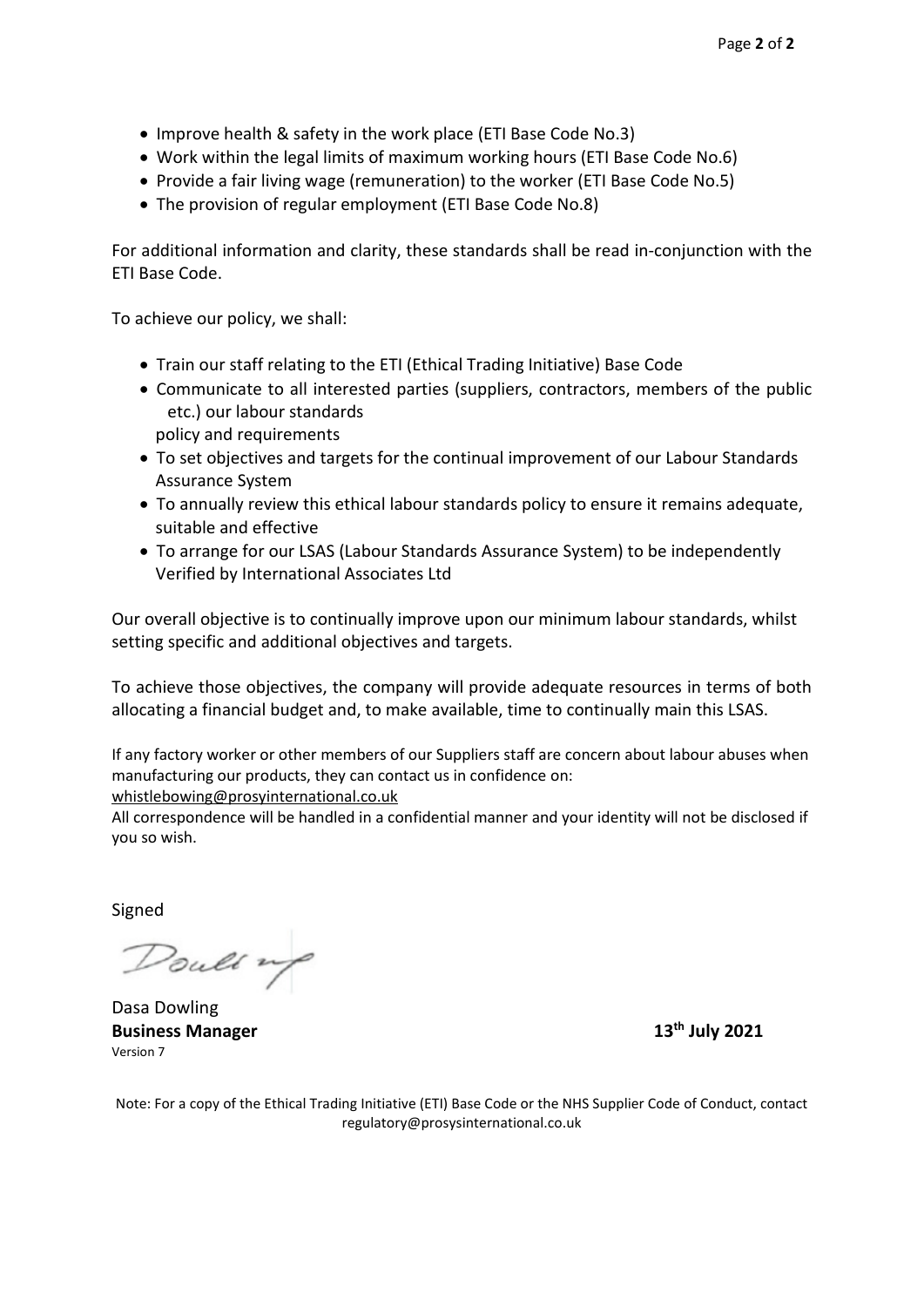- Improve health & safety in the work place (ETI Base Code No.3)
- Work within the legal limits of maximum working hours (ETI Base Code No.6)
- Provide a fair living wage (remuneration) to the worker (ETI Base Code No.5)
- The provision of regular employment (ETI Base Code No.8)

For additional information and clarity, these standards shall be read in-conjunction with the ETI Base Code.

To achieve our policy, we shall:

- Train our staff relating to the ETI (Ethical Trading Initiative) Base Code
- Communicate to all interested parties (suppliers, contractors, members of the public etc.) our labour standards policy and requirements
- To set objectives and targets for the continual improvement of our Labour Standards Assurance System
- To annually review this ethical labour standards policy to ensure it remains adequate, suitable and effective
- To arrange for our LSAS (Labour Standards Assurance System) to be independently Verified by International Associates Ltd

Our overall objective is to continually improve upon our minimum labour standards, whilst setting specific and additional objectives and targets.

To achieve those objectives, the company will provide adequate resources in terms of both allocating a financial budget and, to make available, time to continually main this LSAS.

If any factory worker or other members of our Suppliers staff are concern about labour abuses when manufacturing our products, they can contact us in confidence on:
whistlebowing@prosyinternational.co.uk
All correspondence will be handled in a confidential manner and your identity will not be disclosed if you so wish.

Signed

Dasa Dowling
**Business Manager** **13th July 2021**
Version 7

Note: For a copy of the Ethical Trading Initiative (ETI) Base Code or the NHS Supplier Code of Conduct, contact regulatory@prosysinternational.co.uk